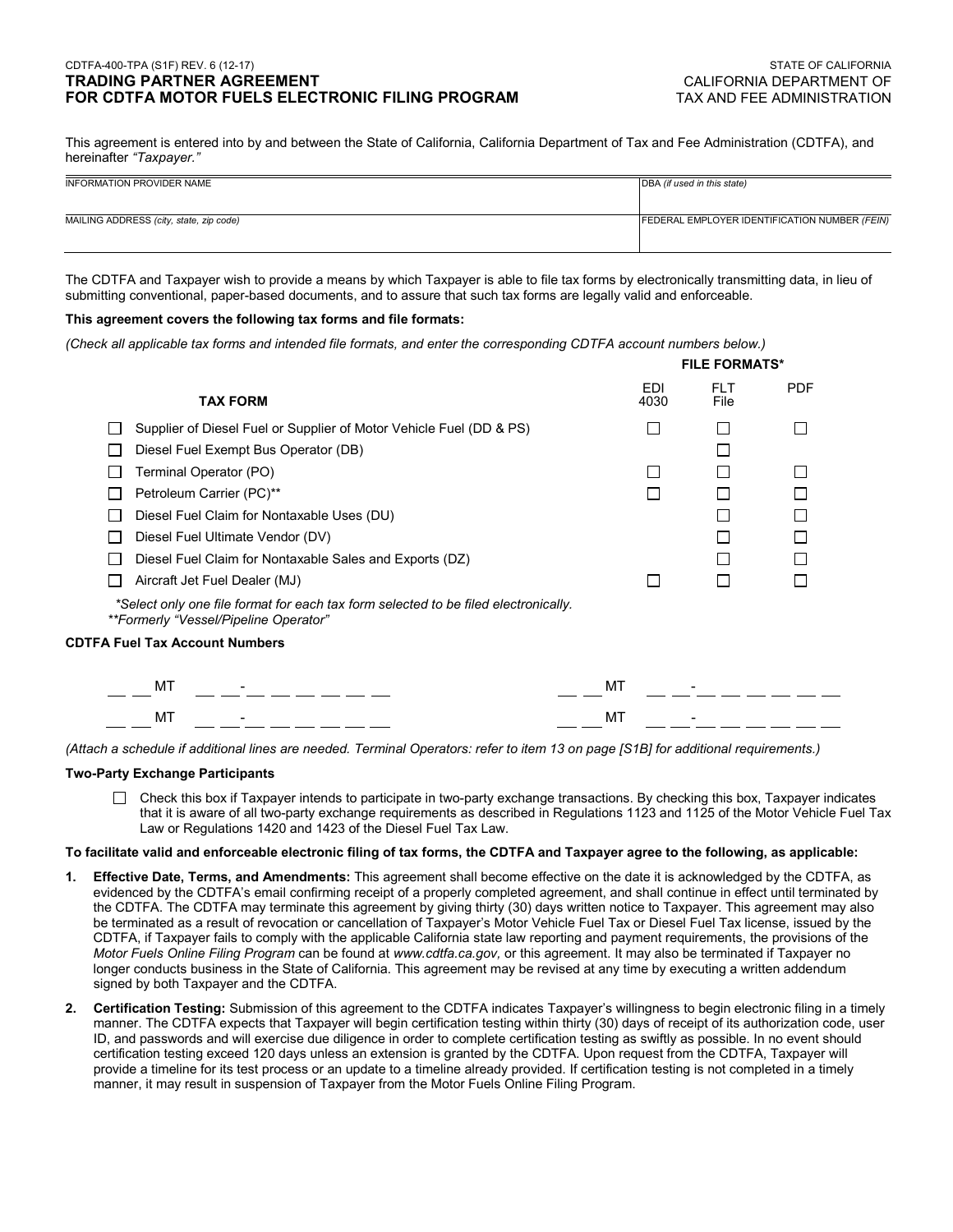CDTFA-400-TPA (S1F) REV. 6 (12-17)

STATE OF CALIFORNIA
CALIFORNIA DEPARTMENT OF
TAX AND FEE ADMINISTRATION

# TRADING PARTNER AGREEMENT FOR CDTFA MOTOR FUELS ELECTRONIC FILING PROGRAM

This agreement is entered into by and between the State of California, California Department of Tax and Fee Administration (CDTFA), and hereinafter *"Taxpayer."*

| INFORMATION PROVIDER NAME | DBA *(if used in this state)* |
|---|---|
| | |
| MAILING ADDRESS *(city, state, zip code)* | FEDERAL EMPLOYER IDENTIFICATION NUMBER *(FEIN)* |
| | |

The CDTFA and Taxpayer wish to provide a means by which Taxpayer is able to file tax forms by electronically transmitting data, in lieu of submitting conventional, paper-based documents, and to assure that such tax forms are legally valid and enforceable.

**This agreement covers the following tax forms and file formats:**

*(Check all applicable tax forms and intended file formats, and enter the corresponding CDTFA account numbers below.)*

| | TAX FORM | EDI 4030 | FLT File | PDF |
|---|---|---|---|---|
| | | **FILE FORMATS*** | | |
| ☐ | Supplier of Diesel Fuel or Supplier of Motor Vehicle Fuel (DD & PS) | ☐ | ☐ | ☐ |
| ☐ | Diesel Fuel Exempt Bus Operator (DB) | | ☐ | |
| ☐ | Terminal Operator (PO) | ☐ | ☐ | ☐ |
| ☐ | Petroleum Carrier (PC)** | ☐ | ☐ | ☐ |
| ☐ | Diesel Fuel Claim for Nontaxable Uses (DU) | | ☐ | ☐ |
| ☐ | Diesel Fuel Ultimate Vendor (DV) | | ☐ | ☐ |
| ☐ | Diesel Fuel Claim for Nontaxable Sales and Exports (DZ) | | ☐ | ☐ |
| ☐ | Aircraft Jet Fuel Dealer (MJ) | ☐ | ☐ | ☐ |

*\*Select only one file format for each tax form selected to be filed electronically.*
*\*\*Formerly "Vessel/Pipeline Operator"*

**CDTFA Fuel Tax Account Numbers**

__ __ MT __ __ - __ __ __ __ __ __ __ &nbsp;&nbsp;&nbsp;&nbsp; __ __ MT __ __ - __ __ __ __ __ __ __

__ __ MT __ __ - __ __ __ __ __ __ __ &nbsp;&nbsp;&nbsp;&nbsp; __ __ MT __ __ - __ __ __ __ __ __ __

*(Attach a schedule if additional lines are needed. Terminal Operators: refer to item 13 on page [S1B] for additional requirements.)*

**Two-Party Exchange Participants**

☐ Check this box if Taxpayer intends to participate in two-party exchange transactions. By checking this box, Taxpayer indicates that it is aware of all two-party exchange requirements as described in Regulations 1123 and 1125 of the Motor Vehicle Fuel Tax Law or Regulations 1420 and 1423 of the Diesel Fuel Tax Law.

**To facilitate valid and enforceable electronic filing of tax forms, the CDTFA and Taxpayer agree to the following, as applicable:**

1. **Effective Date, Terms, and Amendments:** This agreement shall become effective on the date it is acknowledged by the CDTFA, as evidenced by the CDTFA's email confirming receipt of a properly completed agreement, and shall continue in effect until terminated by the CDTFA. The CDTFA may terminate this agreement by giving thirty (30) days written notice to Taxpayer. This agreement may also be terminated as a result of revocation or cancellation of Taxpayer's Motor Vehicle Fuel Tax or Diesel Fuel Tax license, issued by the CDTFA, if Taxpayer fails to comply with the applicable California state law reporting and payment requirements, the provisions of the *Motor Fuels Online Filing Program* can be found at *www.cdtfa.ca.gov,* or this agreement. It may also be terminated if Taxpayer no longer conducts business in the State of California. This agreement may be revised at any time by executing a written addendum signed by both Taxpayer and the CDTFA.

2. **Certification Testing:** Submission of this agreement to the CDTFA indicates Taxpayer's willingness to begin electronic filing in a timely manner. The CDTFA expects that Taxpayer will begin certification testing within thirty (30) days of receipt of its authorization code, user ID, and passwords and will exercise due diligence in order to complete certification testing as swiftly as possible. In no event should certification testing exceed 120 days unless an extension is granted by the CDTFA. Upon request from the CDTFA, Taxpayer will provide a timeline for its test process or an update to a timeline already provided. If certification testing is not completed in a timely manner, it may result in suspension of Taxpayer from the Motor Fuels Online Filing Program.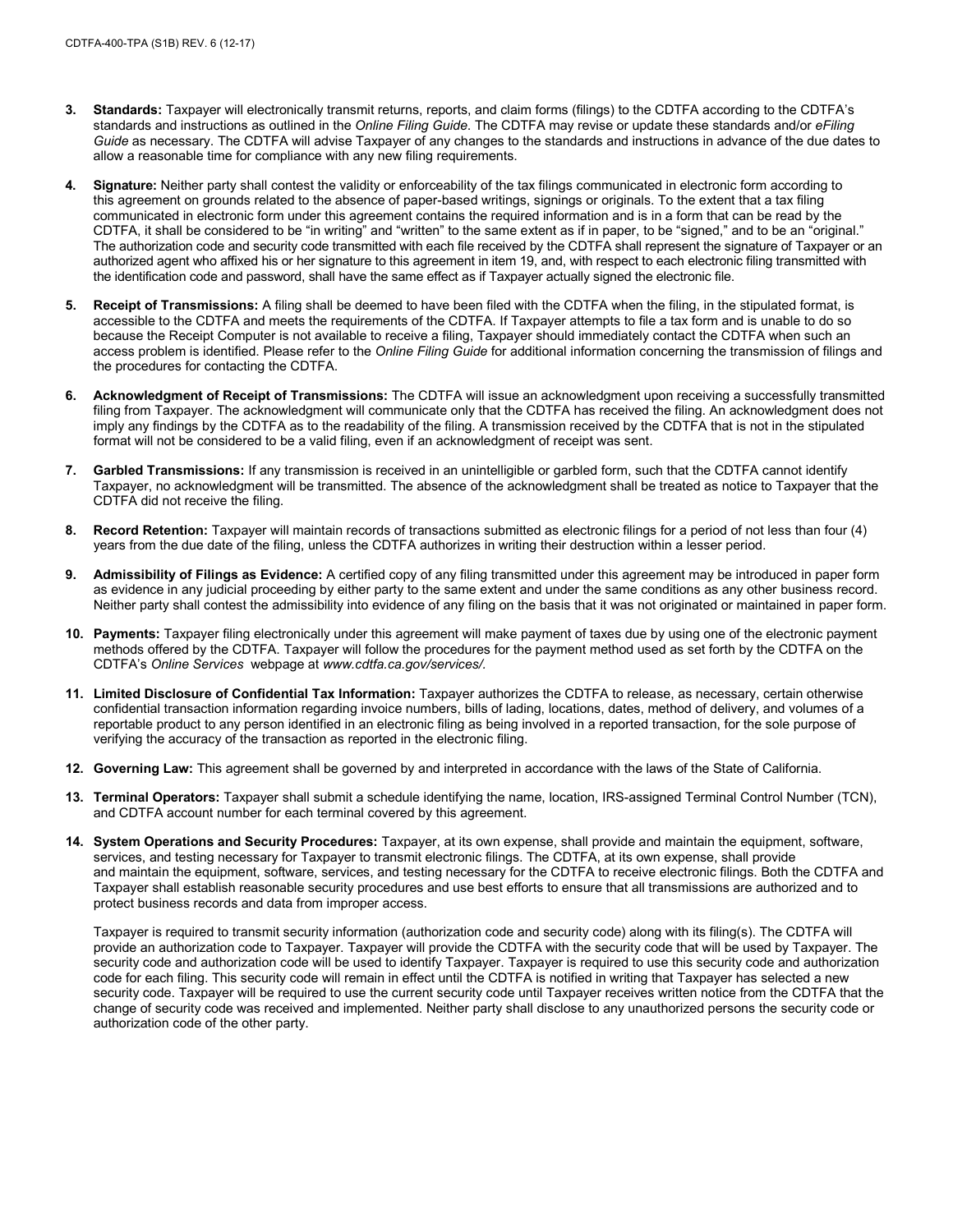3. **Standards:** Taxpayer will electronically transmit returns, reports, and claim forms (filings) to the CDTFA according to the CDTFA's standards and instructions as outlined in the *Online Filing Guide*. The CDTFA may revise or update these standards and/or *eFiling Guide* as necessary. The CDTFA will advise Taxpayer of any changes to the standards and instructions in advance of the due dates to allow a reasonable time for compliance with any new filing requirements.

4. **Signature:** Neither party shall contest the validity or enforceability of the tax filings communicated in electronic form according to this agreement on grounds related to the absence of paper-based writings, signings or originals. To the extent that a tax filing communicated in electronic form under this agreement contains the required information and is in a form that can be read by the CDTFA, it shall be considered to be "in writing" and "written" to the same extent as if in paper, to be "signed," and to be an "original." The authorization code and security code transmitted with each file received by the CDTFA shall represent the signature of Taxpayer or an authorized agent who affixed his or her signature to this agreement in item 19, and, with respect to each electronic filing transmitted with the identification code and password, shall have the same effect as if Taxpayer actually signed the electronic file.

5. **Receipt of Transmissions:** A filing shall be deemed to have been filed with the CDTFA when the filing, in the stipulated format, is accessible to the CDTFA and meets the requirements of the CDTFA. If Taxpayer attempts to file a tax form and is unable to do so because the Receipt Computer is not available to receive a filing, Taxpayer should immediately contact the CDTFA when such an access problem is identified. Please refer to the *Online Filing Guide* for additional information concerning the transmission of filings and the procedures for contacting the CDTFA.

6. **Acknowledgment of Receipt of Transmissions:** The CDTFA will issue an acknowledgment upon receiving a successfully transmitted filing from Taxpayer. The acknowledgment will communicate only that the CDTFA has received the filing. An acknowledgment does not imply any findings by the CDTFA as to the readability of the filing. A transmission received by the CDTFA that is not in the stipulated format will not be considered to be a valid filing, even if an acknowledgment of receipt was sent.

7. **Garbled Transmissions:** If any transmission is received in an unintelligible or garbled form, such that the CDTFA cannot identify Taxpayer, no acknowledgment will be transmitted. The absence of the acknowledgment shall be treated as notice to Taxpayer that the CDTFA did not receive the filing.

8. **Record Retention:** Taxpayer will maintain records of transactions submitted as electronic filings for a period of not less than four (4) years from the due date of the filing, unless the CDTFA authorizes in writing their destruction within a lesser period.

9. **Admissibility of Filings as Evidence:** A certified copy of any filing transmitted under this agreement may be introduced in paper form as evidence in any judicial proceeding by either party to the same extent and under the same conditions as any other business record. Neither party shall contest the admissibility into evidence of any filing on the basis that it was not originated or maintained in paper form.

10. **Payments:** Taxpayer filing electronically under this agreement will make payment of taxes due by using one of the electronic payment methods offered by the CDTFA. Taxpayer will follow the procedures for the payment method used as set forth by the CDTFA on the CDTFA's *Online Services* webpage at *www.cdtfa.ca.gov/services/*.

11. **Limited Disclosure of Confidential Tax Information:** Taxpayer authorizes the CDTFA to release, as necessary, certain otherwise confidential transaction information regarding invoice numbers, bills of lading, locations, dates, method of delivery, and volumes of a reportable product to any person identified in an electronic filing as being involved in a reported transaction, for the sole purpose of verifying the accuracy of the transaction as reported in the electronic filing.

12. **Governing Law:** This agreement shall be governed by and interpreted in accordance with the laws of the State of California.

13. **Terminal Operators:** Taxpayer shall submit a schedule identifying the name, location, IRS-assigned Terminal Control Number (TCN), and CDTFA account number for each terminal covered by this agreement.

14. **System Operations and Security Procedures:** Taxpayer, at its own expense, shall provide and maintain the equipment, software, services, and testing necessary for Taxpayer to transmit electronic filings. The CDTFA, at its own expense, shall provide and maintain the equipment, software, services, and testing necessary for the CDTFA to receive electronic filings. Both the CDTFA and Taxpayer shall establish reasonable security procedures and use best efforts to ensure that all transmissions are authorized and to protect business records and data from improper access.

    Taxpayer is required to transmit security information (authorization code and security code) along with its filing(s). The CDTFA will provide an authorization code to Taxpayer. Taxpayer will provide the CDTFA with the security code that will be used by Taxpayer. The security code and authorization code will be used to identify Taxpayer. Taxpayer is required to use this security code and authorization code for each filing. This security code will remain in effect until the CDTFA is notified in writing that Taxpayer has selected a new security code. Taxpayer will be required to use the current security code until Taxpayer receives written notice from the CDTFA that the change of security code was received and implemented. Neither party shall disclose to any unauthorized persons the security code or authorization code of the other party.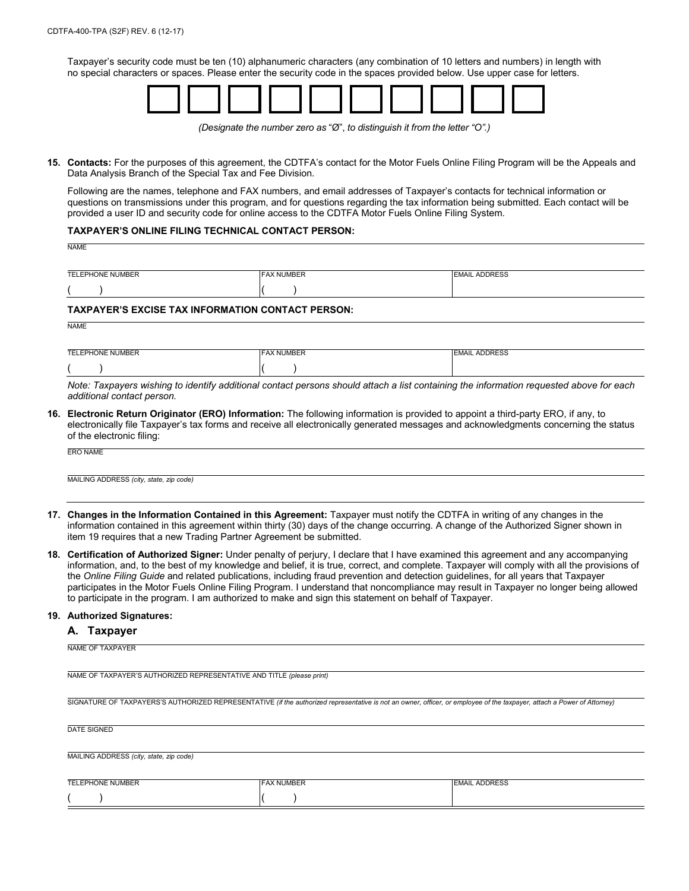Taxpayer's security code must be ten (10) alphanumeric characters (any combination of 10 letters and numbers) in length with no special characters or spaces. Please enter the security code in the spaces provided below. Use upper case for letters.

| | | | | | | | | | |
|---|---|---|---|---|---|---|---|---|---|
| | | | | | | | | | |

*(Designate the number zero as "Ø", to distinguish it from the letter "O".)*

**15. Contacts:** For the purposes of this agreement, the CDTFA's contact for the Motor Fuels Online Filing Program will be the Appeals and Data Analysis Branch of the Special Tax and Fee Division.

Following are the names, telephone and FAX numbers, and email addresses of Taxpayer's contacts for technical information or questions on transmissions under this program, and for questions regarding the tax information being submitted. Each contact will be provided a user ID and security code for online access to the CDTFA Motor Fuels Online Filing System.

**TAXPAYER'S ONLINE FILING TECHNICAL CONTACT PERSON:**

NAME

| TELEPHONE NUMBER | FAX NUMBER | EMAIL ADDRESS |
|---|---|---|
| (   ) | (   ) | |

**TAXPAYER'S EXCISE TAX INFORMATION CONTACT PERSON:**

NAME

| TELEPHONE NUMBER | FAX NUMBER | EMAIL ADDRESS |
|---|---|---|
| (   ) | (   ) | |

*Note: Taxpayers wishing to identify additional contact persons should attach a list containing the information requested above for each additional contact person.*

**16. Electronic Return Originator (ERO) Information:** The following information is provided to appoint a third-party ERO, if any, to electronically file Taxpayer's tax forms and receive all electronically generated messages and acknowledgments concerning the status of the electronic filing:

ERO NAME

MAILING ADDRESS *(city, state, zip code)*

**17. Changes in the Information Contained in this Agreement:** Taxpayer must notify the CDTFA in writing of any changes in the information contained in this agreement within thirty (30) days of the change occurring. A change of the Authorized Signer shown in item 19 requires that a new Trading Partner Agreement be submitted.

**18. Certification of Authorized Signer:** Under penalty of perjury, I declare that I have examined this agreement and any accompanying information, and, to the best of my knowledge and belief, it is true, correct, and complete. Taxpayer will comply with all the provisions of the *Online Filing Guide* and related publications, including fraud prevention and detection guidelines, for all years that Taxpayer participates in the Motor Fuels Online Filing Program. I understand that noncompliance may result in Taxpayer no longer being allowed to participate in the program. I am authorized to make and sign this statement on behalf of Taxpayer.

**19. Authorized Signatures:**

### A. Taxpayer

NAME OF TAXPAYER

NAME OF TAXPAYER'S AUTHORIZED REPRESENTATIVE AND TITLE *(please print)*

SIGNATURE OF TAXPAYERS'S AUTHORIZED REPRESENTATIVE *(if the authorized representative is not an owner, officer, or employee of the taxpayer, attach a Power of Attorney)*

DATE SIGNED

MAILING ADDRESS *(city, state, zip code)*

| TELEPHONE NUMBER | FAX NUMBER | EMAIL ADDRESS |
|---|---|---|
| (   ) | (   ) | |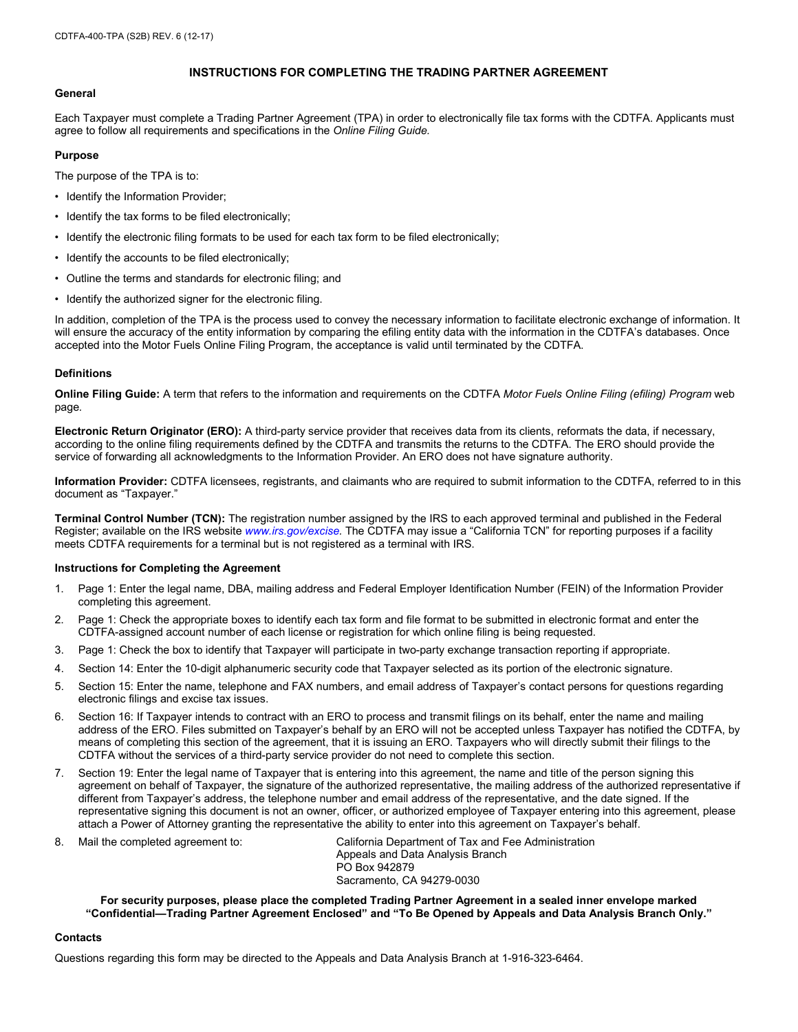CDTFA-400-TPA (S2B) REV. 6 (12-17)

## INSTRUCTIONS FOR COMPLETING THE TRADING PARTNER AGREEMENT

### General

Each Taxpayer must complete a Trading Partner Agreement (TPA) in order to electronically file tax forms with the CDTFA. Applicants must agree to follow all requirements and specifications in the *Online Filing Guide.*

### Purpose

The purpose of the TPA is to:

- Identify the Information Provider;
- Identify the tax forms to be filed electronically;
- Identify the electronic filing formats to be used for each tax form to be filed electronically;
- Identify the accounts to be filed electronically;
- Outline the terms and standards for electronic filing; and
- Identify the authorized signer for the electronic filing.

In addition, completion of the TPA is the process used to convey the necessary information to facilitate electronic exchange of information. It will ensure the accuracy of the entity information by comparing the efiling entity data with the information in the CDTFA's databases. Once accepted into the Motor Fuels Online Filing Program, the acceptance is valid until terminated by the CDTFA.

### Definitions

**Online Filing Guide:** A term that refers to the information and requirements on the CDTFA *Motor Fuels Online Filing (efiling) Program* web page.

**Electronic Return Originator (ERO):** A third-party service provider that receives data from its clients, reformats the data, if necessary, according to the online filing requirements defined by the CDTFA and transmits the returns to the CDTFA. The ERO should provide the service of forwarding all acknowledgments to the Information Provider. An ERO does not have signature authority.

**Information Provider:** CDTFA licensees, registrants, and claimants who are required to submit information to the CDTFA, referred to in this document as "Taxpayer."

**Terminal Control Number (TCN):** The registration number assigned by the IRS to each approved terminal and published in the Federal Register; available on the IRS website *www.irs.gov/excise.* The CDTFA may issue a "California TCN" for reporting purposes if a facility meets CDTFA requirements for a terminal but is not registered as a terminal with IRS.

### Instructions for Completing the Agreement

1. Page 1: Enter the legal name, DBA, mailing address and Federal Employer Identification Number (FEIN) of the Information Provider completing this agreement.
2. Page 1: Check the appropriate boxes to identify each tax form and file format to be submitted in electronic format and enter the CDTFA-assigned account number of each license or registration for which online filing is being requested.
3. Page 1: Check the box to identify that Taxpayer will participate in two-party exchange transaction reporting if appropriate.
4. Section 14: Enter the 10-digit alphanumeric security code that Taxpayer selected as its portion of the electronic signature.
5. Section 15: Enter the name, telephone and FAX numbers, and email address of Taxpayer's contact persons for questions regarding electronic filings and excise tax issues.
6. Section 16: If Taxpayer intends to contract with an ERO to process and transmit filings on its behalf, enter the name and mailing address of the ERO. Files submitted on Taxpayer's behalf by an ERO will not be accepted unless Taxpayer has notified the CDTFA, by means of completing this section of the agreement, that it is issuing an ERO. Taxpayers who will directly submit their filings to the CDTFA without the services of a third-party service provider do not need to complete this section.
7. Section 19: Enter the legal name of Taxpayer that is entering into this agreement, the name and title of the person signing this agreement on behalf of Taxpayer, the signature of the authorized representative, the mailing address of the authorized representative if different from Taxpayer's address, the telephone number and email address of the representative, and the date signed. If the representative signing this document is not an owner, officer, or authorized employee of Taxpayer entering into this agreement, please attach a Power of Attorney granting the representative the ability to enter into this agreement on Taxpayer's behalf.
8. Mail the completed agreement to:

   California Department of Tax and Fee Administration
   Appeals and Data Analysis Branch
   PO Box 942879
   Sacramento, CA 94279-0030

**For security purposes, please place the completed Trading Partner Agreement in a sealed inner envelope marked "Confidential—Trading Partner Agreement Enclosed" and "To Be Opened by Appeals and Data Analysis Branch Only."**

### Contacts

Questions regarding this form may be directed to the Appeals and Data Analysis Branch at 1-916-323-6464.